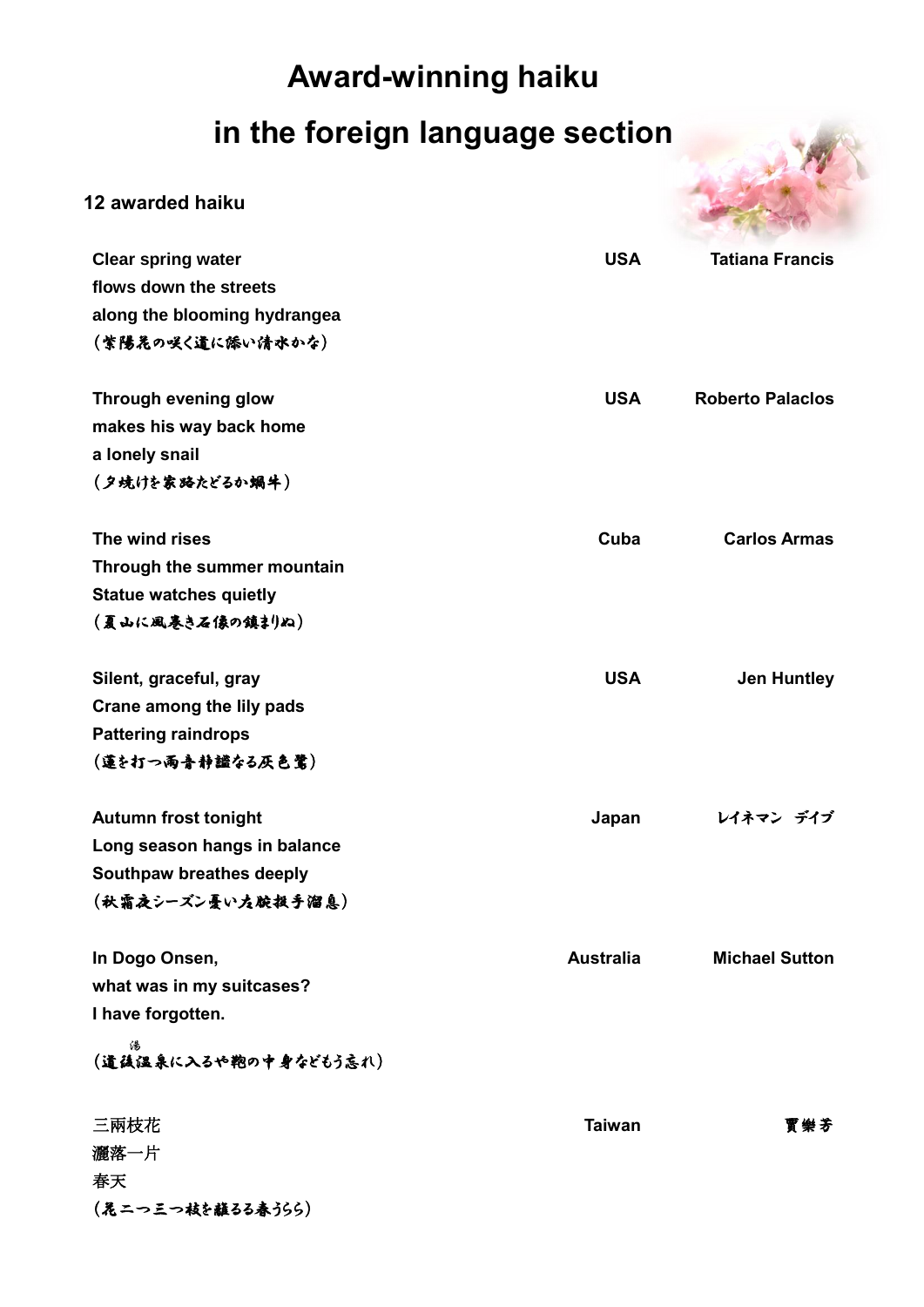# Award-winning haiku
# in the foreign language section

**12 awarded haiku**

**Clear spring water**
**flows down the streets**
**along the blooming hydrangea**
（紫陽花の咲く道に添い清水かな）

**USA** — **Tatiana Francis**

**Through evening glow**
**makes his way back home**
**a lonely snail**
（夕焼けを家路たどるか蝸牛）

**USA** — **Roberto Palaclos**

**The wind rises**
**Through the summer mountain**
**Statue watches quietly**
（夏山に風巻き石像の鎮まりぬ）

**Cuba** — **Carlos Armas**

**Silent, graceful, gray**
**Crane among the lily pads**
**Pattering raindrops**
（蓮を打つ雨音静謐なる灰色鷺）

**USA** — **Jen Huntley**

**Autumn frost tonight**
**Long season hangs in balance**
**Southpaw breathes deeply**
（秋霜夜シーズン憂い左腕投手溜息）

**Japan** — **レイネマン　デイブ**

**In Dogo Onsen,**
**what was in my suitcases?**
**I have forgotten.**
（道後温泉（湯）に入るや鞄の中身などもう忘れ）

**Australia** — **Michael Sutton**

三兩枝花
灑落一片
春天
（花二つ三つ枝を離るる春うらら）

**Taiwan** — **賈樂芳**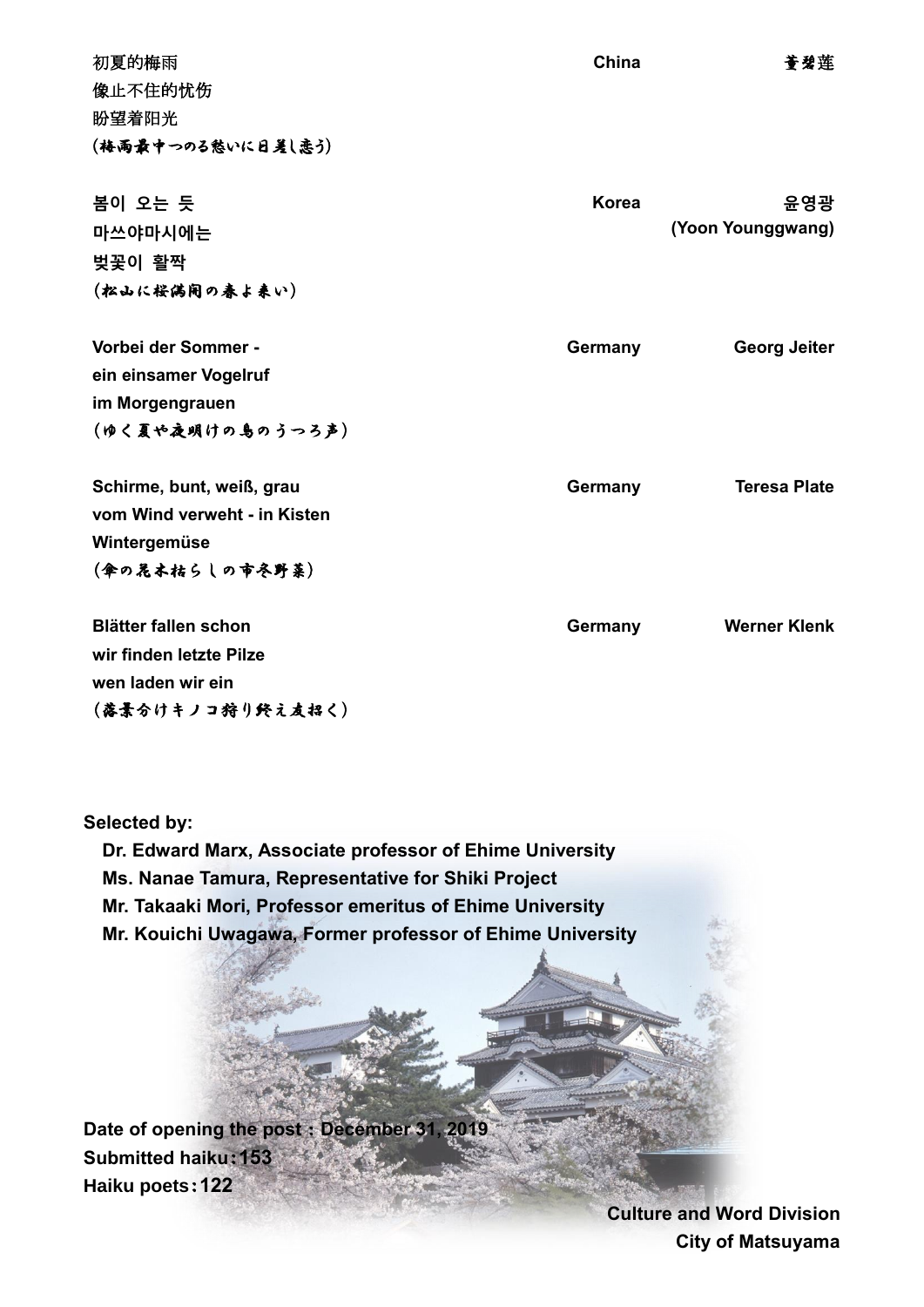初夏的梅雨
像止不住的忧伤
盼望着阳光
(梅雨最中つのる愁いに日差し恋う)

China — 董碧莲

봄이 오는 듯
마쓰야마시에는
벚꽃이 활짝
(松山に桜満開の春よ来い)

Korea — 윤영광 (Yoon Younggwang)

**Vorbei der Sommer -**
**ein einsamer Vogelruf**
**im Morgengrauen**
(ゆく夏や夜明けの鳥のうつろ声)

**Germany — Georg Jeiter**

**Schirme, bunt, weiß, grau**
**vom Wind verweht - in Kisten**
**Wintergemüse**
(傘の花木枯らしの市冬野菜)

**Germany — Teresa Plate**

**Blätter fallen schon**
**wir finden letzte Pilze**
**wen laden wir ein**
(落葉分けキノコ狩り終え友招く)

**Germany — Werner Klenk**

**Selected by:**

**Dr. Edward Marx, Associate professor of Ehime University**
**Ms. Nanae Tamura, Representative for Shiki Project**
**Mr. Takaaki Mori, Professor emeritus of Ehime University**
**Mr. Kouichi Uwagawa, Former professor of Ehime University**

**Date of opening the post : December 31, 2019**
**Submitted haiku：153**
**Haiku poets：122**

**Culture and Word Division**
**City of Matsuyama**